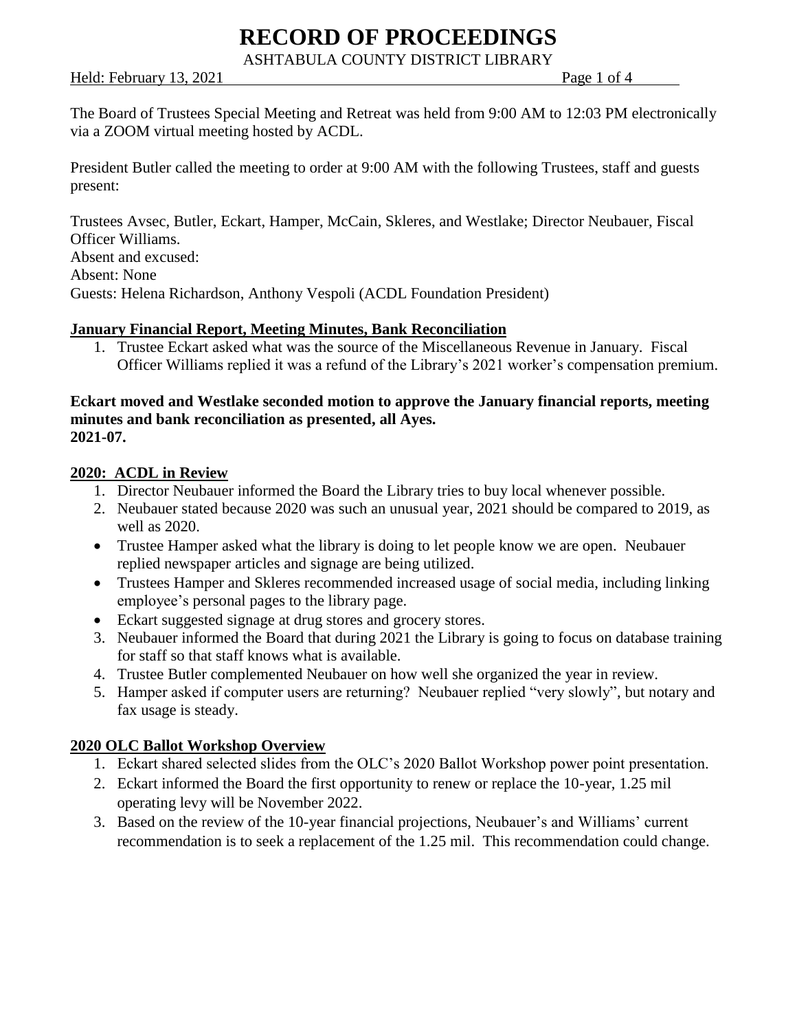# RECORD OF PROCEEDINGS

ASHTABULA COUNTY DISTRICT LIBRARY

Held: February 13, 2021

The Board of Trustees Special Meeting and Retreat was held from 9:00 AM to 12:03 PM electronically via a ZOOM virtual meeting hosted by ACDL.

President Butler called the meeting to order at 9:00 AM with the following Trustees, staff and guests present:

Trustees Avsec, Butler, Eckart, Hamper, McCain, Skleres, and Westlake; Director Neubauer, Fiscal Officer Williams.
Absent and excused:
Absent: None
Guests: Helena Richardson, Anthony Vespoli (ACDL Foundation President)

## January Financial Report, Meeting Minutes, Bank Reconciliation

1. Trustee Eckart asked what was the source of the Miscellaneous Revenue in January. Fiscal Officer Williams replied it was a refund of the Library's 2021 worker's compensation premium.

**Eckart moved and Westlake seconded motion to approve the January financial reports, meeting minutes and bank reconciliation as presented, all Ayes.**
**2021-07.**

## 2020: ACDL in Review

1. Director Neubauer informed the Board the Library tries to buy local whenever possible.
2. Neubauer stated because 2020 was such an unusual year, 2021 should be compared to 2019, as well as 2020.
   - Trustee Hamper asked what the library is doing to let people know we are open. Neubauer replied newspaper articles and signage are being utilized.
   - Trustees Hamper and Skleres recommended increased usage of social media, including linking employee's personal pages to the library page.
   - Eckart suggested signage at drug stores and grocery stores.
3. Neubauer informed the Board that during 2021 the Library is going to focus on database training for staff so that staff knows what is available.
4. Trustee Butler complemented Neubauer on how well she organized the year in review.
5. Hamper asked if computer users are returning? Neubauer replied "very slowly", but notary and fax usage is steady.

## 2020 OLC Ballot Workshop Overview

1. Eckart shared selected slides from the OLC's 2020 Ballot Workshop power point presentation.
2. Eckart informed the Board the first opportunity to renew or replace the 10-year, 1.25 mil operating levy will be November 2022.
3. Based on the review of the 10-year financial projections, Neubauer's and Williams' current recommendation is to seek a replacement of the 1.25 mil. This recommendation could change.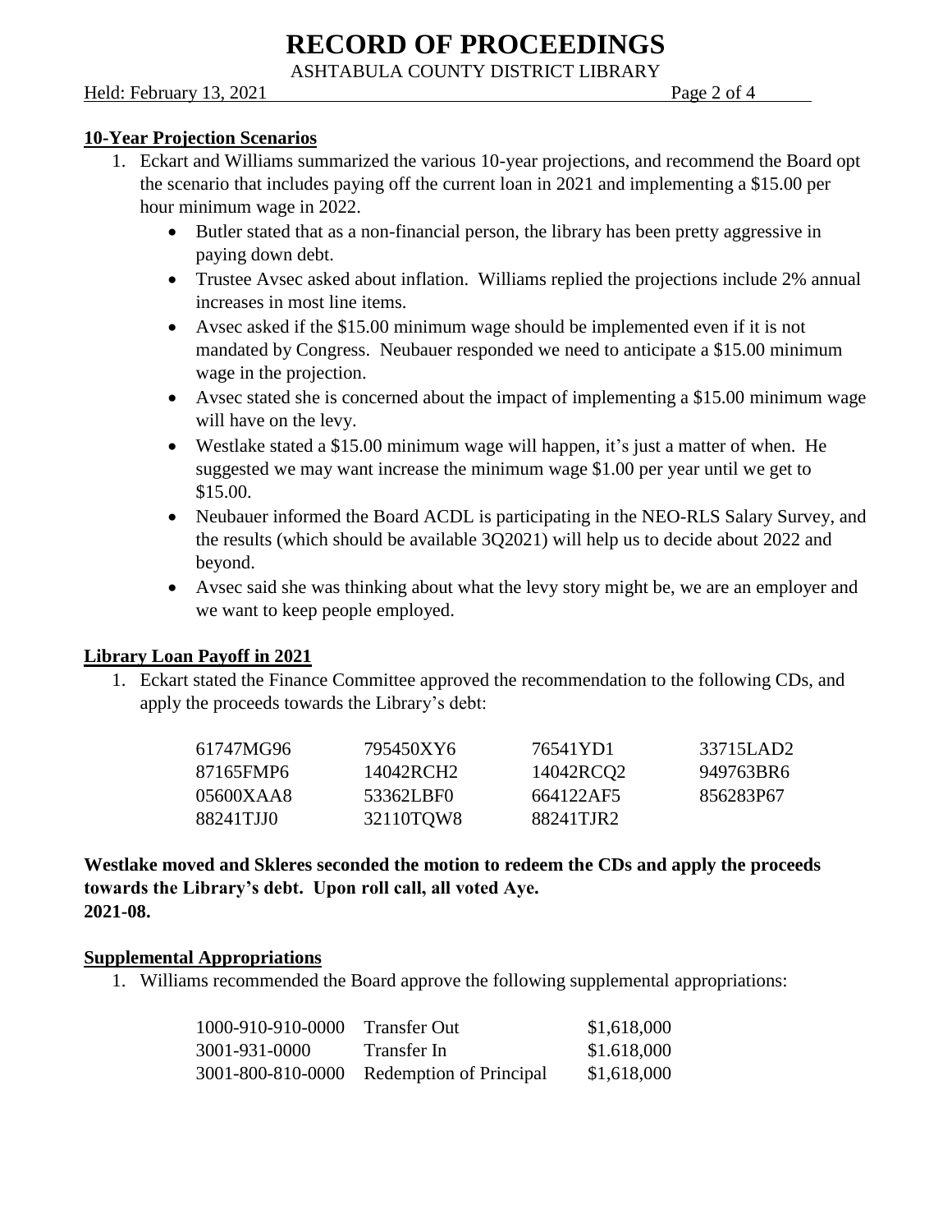## 10-Year Projection Scenarios

1. Eckart and Williams summarized the various 10-year projections, and recommend the Board opt the scenario that includes paying off the current loan in 2021 and implementing a $15.00 per hour minimum wage in 2022.
   - Butler stated that as a non-financial person, the library has been pretty aggressive in paying down debt.
   - Trustee Avsec asked about inflation. Williams replied the projections include 2% annual increases in most line items.
   - Avsec asked if the $15.00 minimum wage should be implemented even if it is not mandated by Congress. Neubauer responded we need to anticipate a $15.00 minimum wage in the projection.
   - Avsec stated she is concerned about the impact of implementing a $15.00 minimum wage will have on the levy.
   - Westlake stated a $15.00 minimum wage will happen, it's just a matter of when. He suggested we may want increase the minimum wage $1.00 per year until we get to $15.00.
   - Neubauer informed the Board ACDL is participating in the NEO-RLS Salary Survey, and the results (which should be available 3Q2021) will help us to decide about 2022 and beyond.
   - Avsec said she was thinking about what the levy story might be, we are an employer and we want to keep people employed.

## Library Loan Payoff in 2021

1. Eckart stated the Finance Committee approved the recommendation to the following CDs, and apply the proceeds towards the Library's debt:

| | | | |
|---|---|---|---|
| 61747MG96 | 795450XY6 | 76541YD1 | 33715LAD2 |
| 87165FMP6 | 14042RCH2 | 14042RCQ2 | 949763BR6 |
| 05600XAA8 | 53362LBF0 | 664122AF5 | 856283P67 |
| 88241TJJ0 | 32110TQW8 | 88241TJR2 | |

**Westlake moved and Skleres seconded the motion to redeem the CDs and apply the proceeds towards the Library's debt. Upon roll call, all voted Aye.**
**2021-08.**

## Supplemental Appropriations

1. Williams recommended the Board approve the following supplemental appropriations:

| | | |
|---|---|---|
| 1000-910-910-0000 | Transfer Out | $1,618,000 |
| 3001-931-0000 | Transfer In | $1.618,000 |
| 3001-800-810-0000 | Redemption of Principal | $1,618,000 |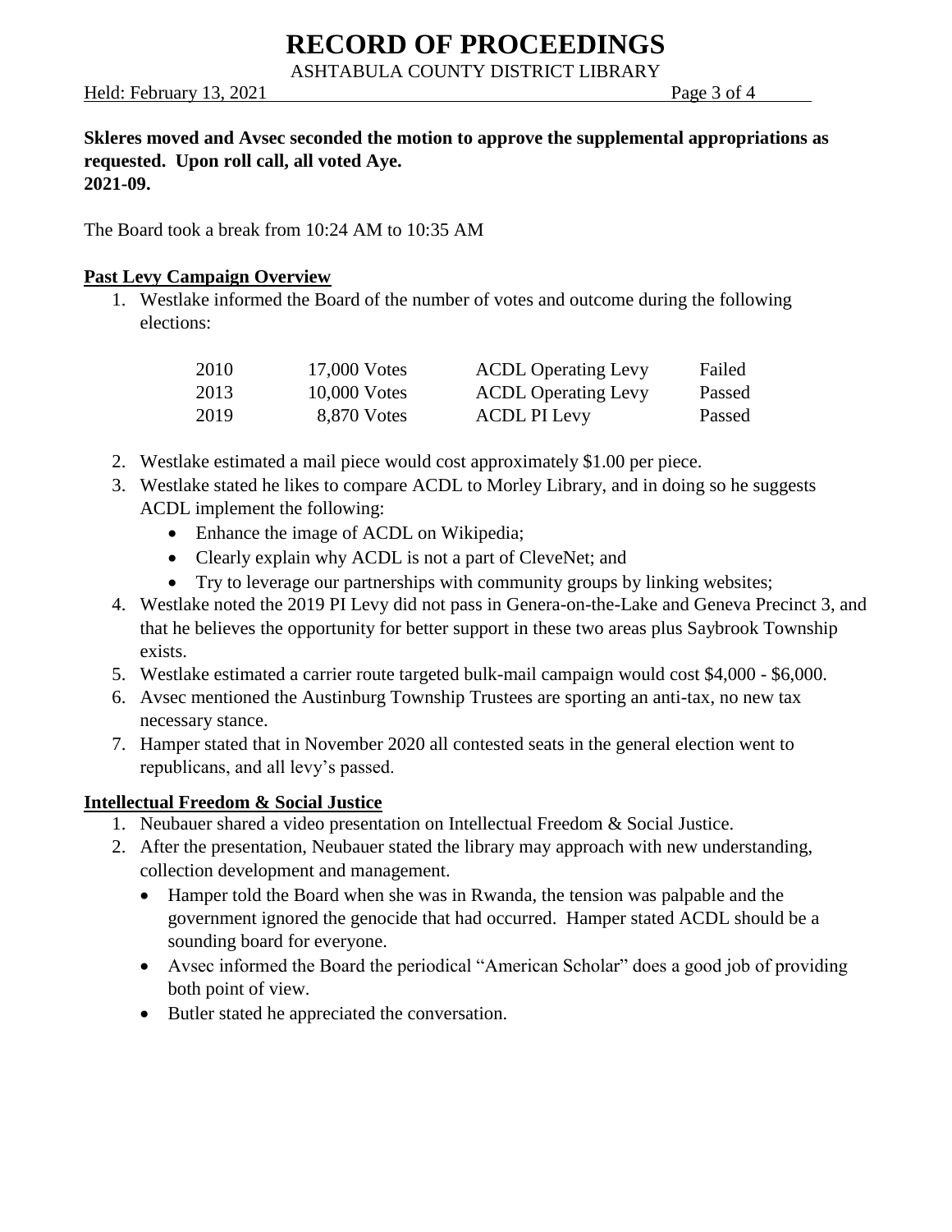**Skleres moved and Avsec seconded the motion to approve the supplemental appropriations as requested. Upon roll call, all voted Aye.**
**2021-09.**

The Board took a break from 10:24 AM to 10:35 AM

## Past Levy Campaign Overview

1. Westlake informed the Board of the number of votes and outcome during the following elections:

| | | | |
|---|---|---|---|
| 2010 | 17,000 Votes | ACDL Operating Levy | Failed |
| 2013 | 10,000 Votes | ACDL Operating Levy | Passed |
| 2019 | 8,870 Votes | ACDL PI Levy | Passed |

2. Westlake estimated a mail piece would cost approximately $1.00 per piece.
3. Westlake stated he likes to compare ACDL to Morley Library, and in doing so he suggests ACDL implement the following:
   - Enhance the image of ACDL on Wikipedia;
   - Clearly explain why ACDL is not a part of CleveNet; and
   - Try to leverage our partnerships with community groups by linking websites;
4. Westlake noted the 2019 PI Levy did not pass in Genera-on-the-Lake and Geneva Precinct 3, and that he believes the opportunity for better support in these two areas plus Saybrook Township exists.
5. Westlake estimated a carrier route targeted bulk-mail campaign would cost $4,000 - $6,000.
6. Avsec mentioned the Austinburg Township Trustees are sporting an anti-tax, no new tax necessary stance.
7. Hamper stated that in November 2020 all contested seats in the general election went to republicans, and all levy's passed.

## Intellectual Freedom & Social Justice

1. Neubauer shared a video presentation on Intellectual Freedom & Social Justice.
2. After the presentation, Neubauer stated the library may approach with new understanding, collection development and management.
   - Hamper told the Board when she was in Rwanda, the tension was palpable and the government ignored the genocide that had occurred. Hamper stated ACDL should be a sounding board for everyone.
   - Avsec informed the Board the periodical "American Scholar" does a good job of providing both point of view.
   - Butler stated he appreciated the conversation.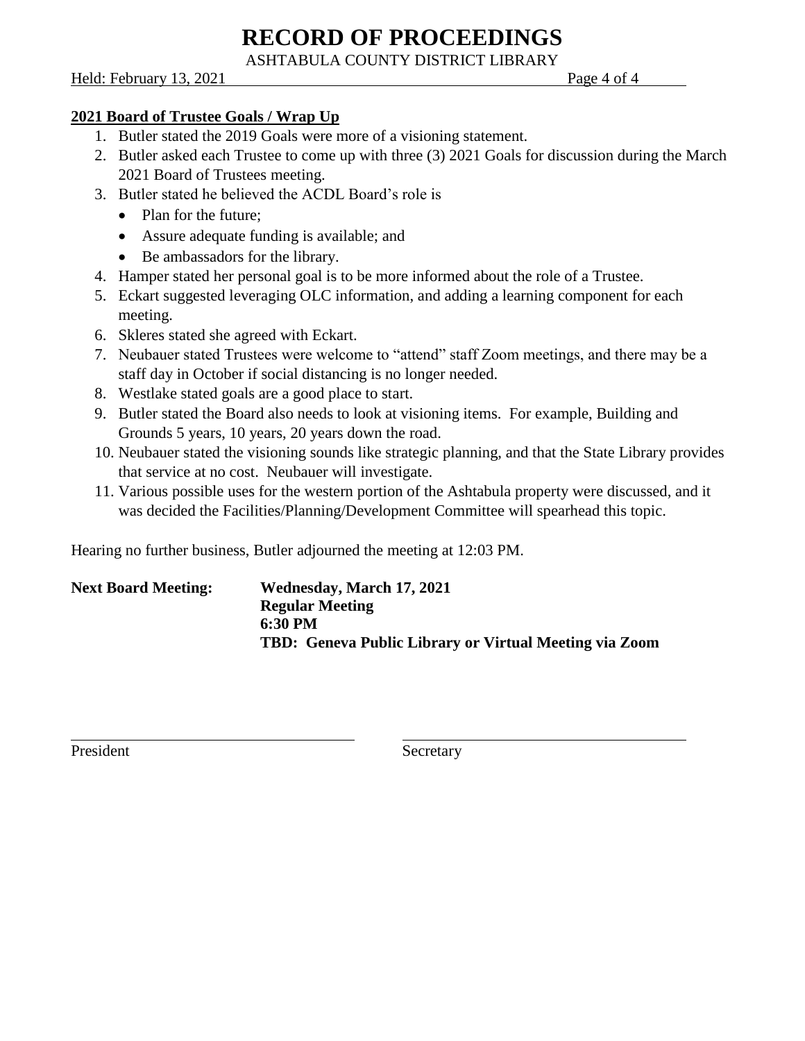**2021 Board of Trustee Goals / Wrap Up**

1. Butler stated the 2019 Goals were more of a visioning statement.
2. Butler asked each Trustee to come up with three (3) 2021 Goals for discussion during the March 2021 Board of Trustees meeting.
3. Butler stated he believed the ACDL Board's role is
   - Plan for the future;
   - Assure adequate funding is available; and
   - Be ambassadors for the library.
4. Hamper stated her personal goal is to be more informed about the role of a Trustee.
5. Eckart suggested leveraging OLC information, and adding a learning component for each meeting.
6. Skleres stated she agreed with Eckart.
7. Neubauer stated Trustees were welcome to "attend" staff Zoom meetings, and there may be a staff day in October if social distancing is no longer needed.
8. Westlake stated goals are a good place to start.
9. Butler stated the Board also needs to look at visioning items. For example, Building and Grounds 5 years, 10 years, 20 years down the road.
10. Neubauer stated the visioning sounds like strategic planning, and that the State Library provides that service at no cost. Neubauer will investigate.
11. Various possible uses for the western portion of the Ashtabula property were discussed, and it was decided the Facilities/Planning/Development Committee will spearhead this topic.

Hearing no further business, Butler adjourned the meeting at 12:03 PM.

**Next Board Meeting:** **Wednesday, March 17, 2021**
**Regular Meeting**
**6:30 PM**
**TBD: Geneva Public Library or Virtual Meeting via Zoom**

President Secretary